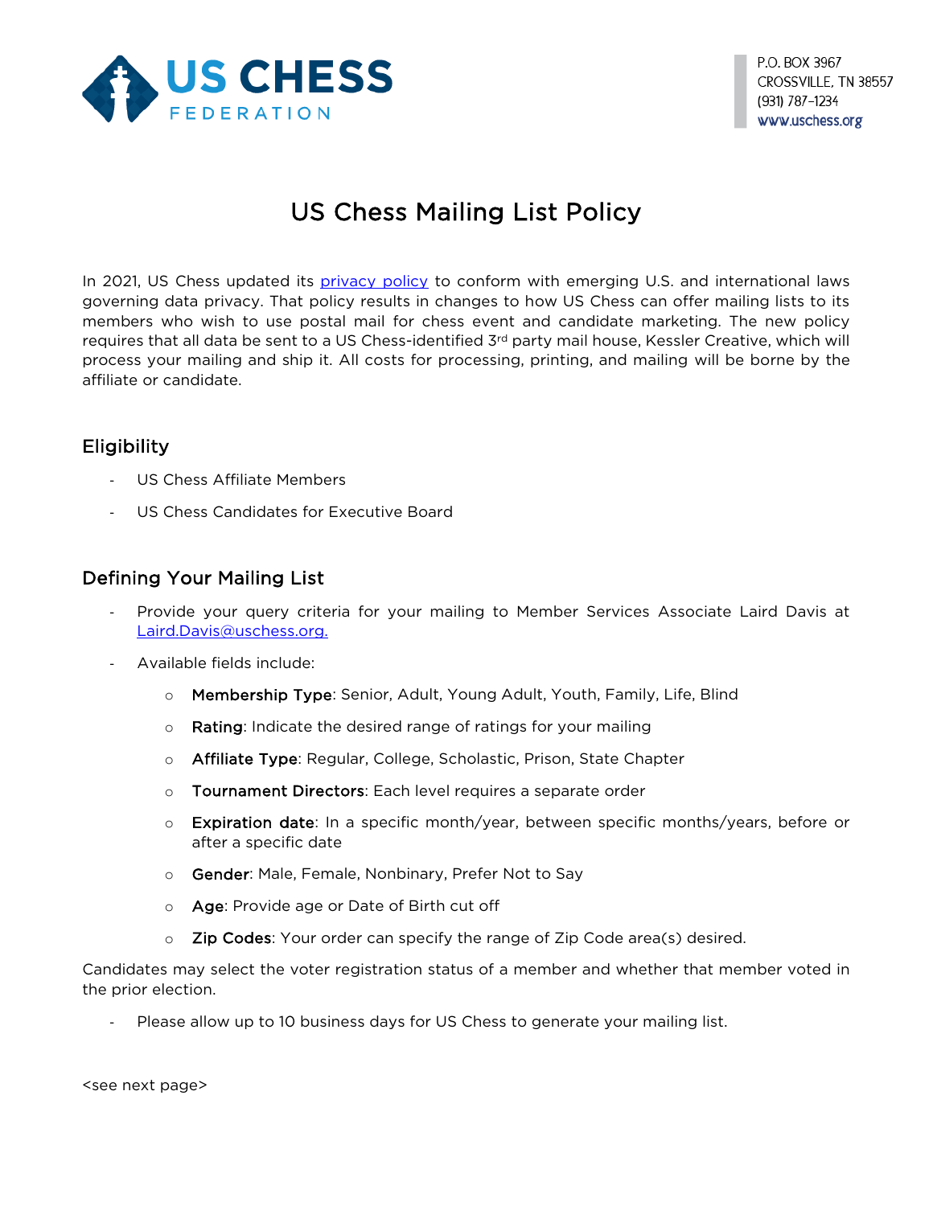US CHESS FEDERATION

P.O. BOX 3967
CROSSVILLE, TN 38557
(931) 787-1234
www.uschess.org

# US Chess Mailing List Policy

In 2021, US Chess updated its privacy policy to conform with emerging U.S. and international laws governing data privacy. That policy results in changes to how US Chess can offer mailing lists to its members who wish to use postal mail for chess event and candidate marketing. The new policy requires that all data be sent to a US Chess-identified 3rd party mail house, Kessler Creative, which will process your mailing and ship it. All costs for processing, printing, and mailing will be borne by the affiliate or candidate.

## Eligibility

- US Chess Affiliate Members
- US Chess Candidates for Executive Board

## Defining Your Mailing List

- Provide your query criteria for your mailing to Member Services Associate Laird Davis at Laird.Davis@uschess.org.
- Available fields include:
  - **Membership Type**: Senior, Adult, Young Adult, Youth, Family, Life, Blind
  - **Rating**: Indicate the desired range of ratings for your mailing
  - **Affiliate Type**: Regular, College, Scholastic, Prison, State Chapter
  - **Tournament Directors**: Each level requires a separate order
  - **Expiration date**: In a specific month/year, between specific months/years, before or after a specific date
  - **Gender**: Male, Female, Nonbinary, Prefer Not to Say
  - **Age**: Provide age or Date of Birth cut off
  - **Zip Codes**: Your order can specify the range of Zip Code area(s) desired.

Candidates may select the voter registration status of a member and whether that member voted in the prior election.

- Please allow up to 10 business days for US Chess to generate your mailing list.

<see next page>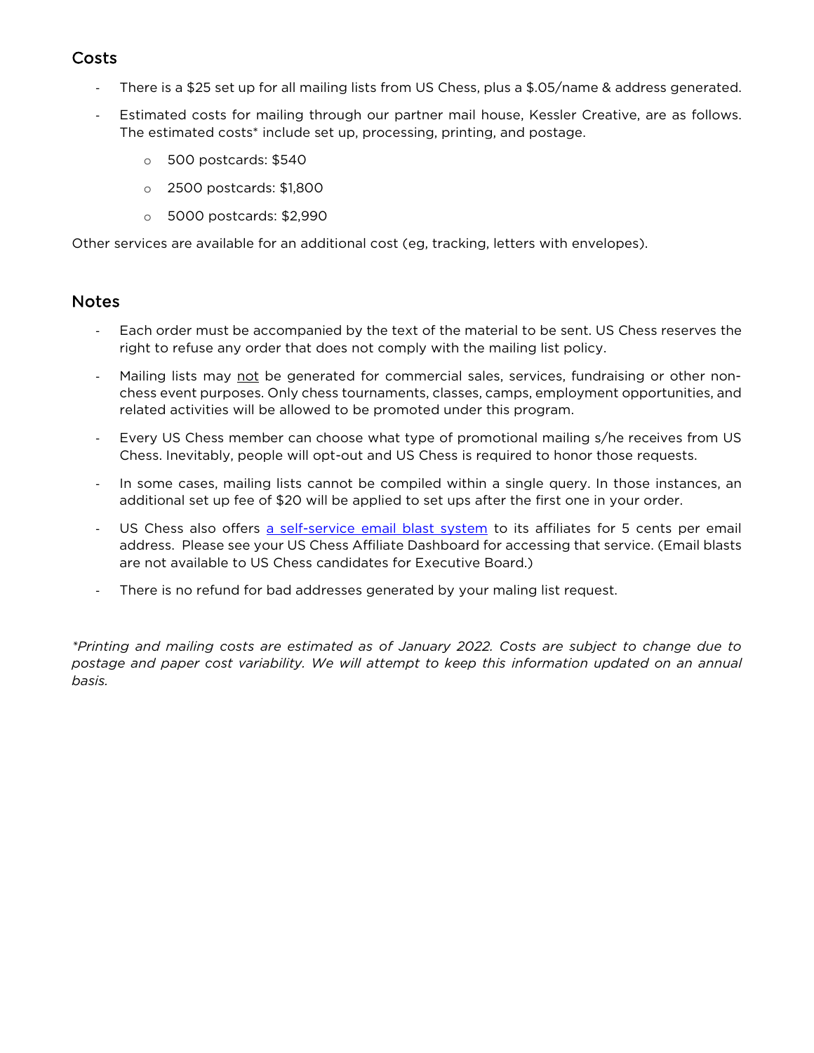## Costs

- There is a $25 set up for all mailing lists from US Chess, plus a $.05/name & address generated.
- Estimated costs for mailing through our partner mail house, Kessler Creative, are as follows. The estimated costs* include set up, processing, printing, and postage.
  - 500 postcards: $540
  - 2500 postcards: $1,800
  - 5000 postcards: $2,990

Other services are available for an additional cost (eg, tracking, letters with envelopes).

## Notes

- Each order must be accompanied by the text of the material to be sent. US Chess reserves the right to refuse any order that does not comply with the mailing list policy.
- Mailing lists may not be generated for commercial sales, services, fundraising or other non-chess event purposes. Only chess tournaments, classes, camps, employment opportunities, and related activities will be allowed to be promoted under this program.
- Every US Chess member can choose what type of promotional mailing s/he receives from US Chess. Inevitably, people will opt-out and US Chess is required to honor those requests.
- In some cases, mailing lists cannot be compiled within a single query. In those instances, an additional set up fee of $20 will be applied to set ups after the first one in your order.
- US Chess also offers a self-service email blast system to its affiliates for 5 cents per email address. Please see your US Chess Affiliate Dashboard for accessing that service. (Email blasts are not available to US Chess candidates for Executive Board.)
- There is no refund for bad addresses generated by your maling list request.

*\*Printing and mailing costs are estimated as of January 2022. Costs are subject to change due to postage and paper cost variability. We will attempt to keep this information updated on an annual basis.*